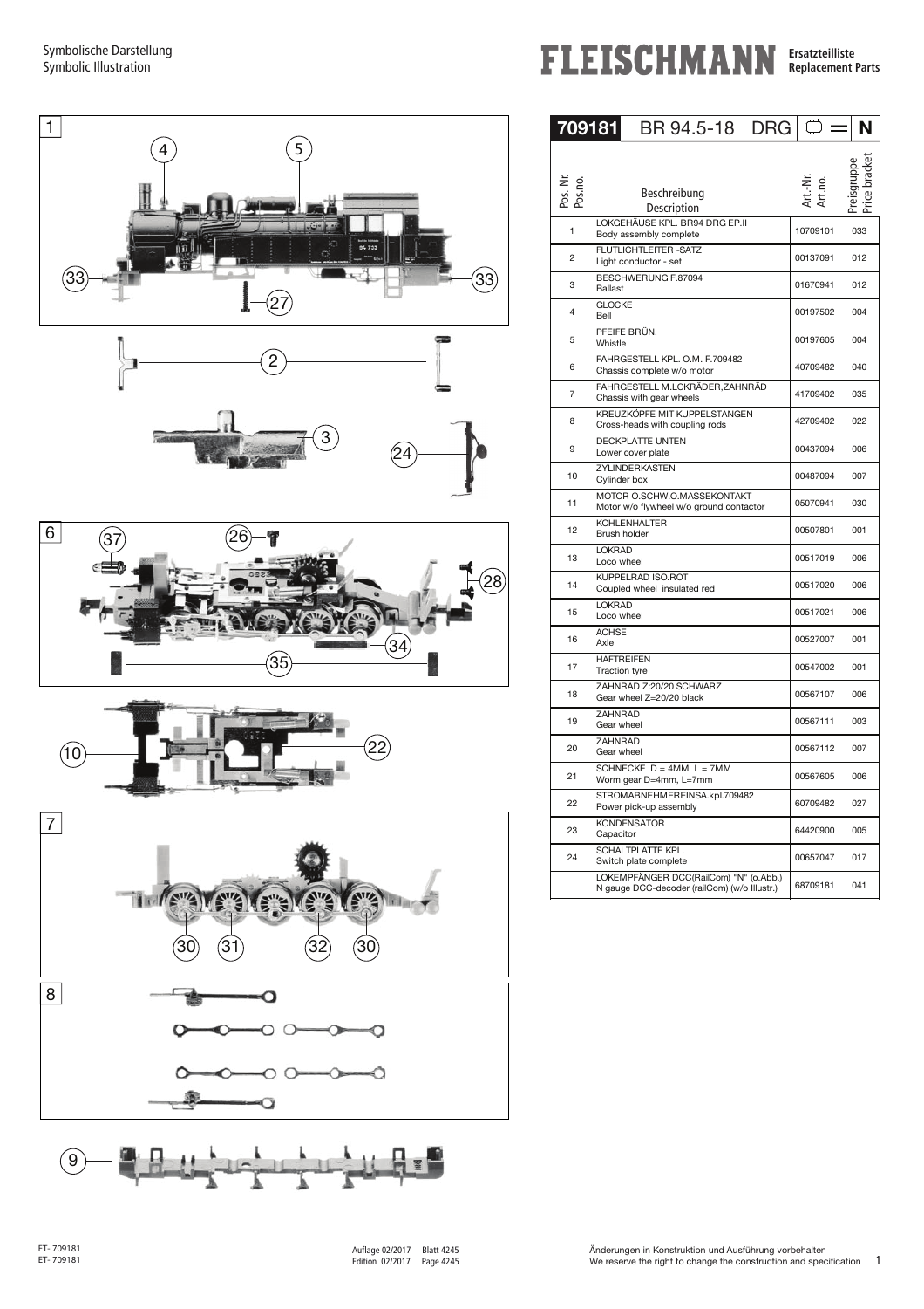Symbolische Darstellung
Symbolic Illustration

**FLEISCHMANN** Ersatzteilliste
Replacement Parts

| 709181 BR 94.5-18 DRG | | | N |
|---|---|---|---|
| Pos. Nr. Pos.no. | Beschreibung Description | Art.-Nr. Art.no. | Preisgruppe Price bracket |
| 1 | LOKGEHÄUSE KPL. BR94 DRG EP.II<br>Body assembly complete | 10709101 | 033 |
| 2 | FLUTLICHTLEITER -SATZ<br>Light conductor - set | 00137091 | 012 |
| 3 | BESCHWERUNG F.87094<br>Ballast | 01670941 | 012 |
| 4 | GLOCKE<br>Bell | 00197502 | 004 |
| 5 | PFEIFE BRÜN.<br>Whistle | 00197605 | 004 |
| 6 | FAHRGESTELL KPL. O.M. F.709482<br>Chassis complete w/o motor | 40709482 | 040 |
| 7 | FAHRGESTELL M.LOKRÄDER,ZAHNRÄD<br>Chassis with gear wheels | 41709402 | 035 |
| 8 | KREUZKÖPFE MIT KUPPELSTANGEN<br>Cross-heads with coupling rods | 42709402 | 022 |
| 9 | DECKPLATTE UNTEN<br>Lower cover plate | 00437094 | 006 |
| 10 | ZYLINDERKASTEN<br>Cylinder box | 00487094 | 007 |
| 11 | MOTOR O.SCHW.O.MASSEKONTAKT<br>Motor w/o flywheel w/o ground contactor | 05070941 | 030 |
| 12 | KOHLENHALTER<br>Brush holder | 00507801 | 001 |
| 13 | LOKRAD<br>Loco wheel | 00517019 | 006 |
| 14 | KUPPELRAD ISO.ROT<br>Coupled wheel insulated red | 00517020 | 006 |
| 15 | LOKRAD<br>Loco wheel | 00517021 | 006 |
| 16 | ACHSE<br>Axle | 00527007 | 001 |
| 17 | HAFTREIFEN<br>Traction tyre | 00547002 | 001 |
| 18 | ZAHNRAD Z:20/20 SCHWARZ<br>Gear wheel Z=20/20 black | 00567107 | 006 |
| 19 | ZAHNRAD<br>Gear wheel | 00567111 | 003 |
| 20 | ZAHNRAD<br>Gear wheel | 00567112 | 007 |
| 21 | SCHNECKE D = 4MM L = 7MM<br>Worm gear D=4mm, L=7mm | 00567605 | 006 |
| 22 | STROMABNEHMEREINSA.kpl.709482<br>Power pick-up assembly | 60709482 | 027 |
| 23 | KONDENSATOR<br>Capacitor | 64420900 | 005 |
| 24 | SCHALTPLATTE KPL.<br>Switch plate complete | 00657047 | 017 |
| | LOKEMPFÄNGER DCC(RailCom) "N" (o.Abb.)<br>N gauge DCC-decoder (railCom) (w/o Illustr.) | 68709181 | 041 |

ET- 709181
ET- 709181

Auflage 02/2017 Blatt 4245
Edition 02/2017 Page 4245

Änderungen in Konstruktion und Ausführung vorbehalten
We reserve the right to change the construction and specification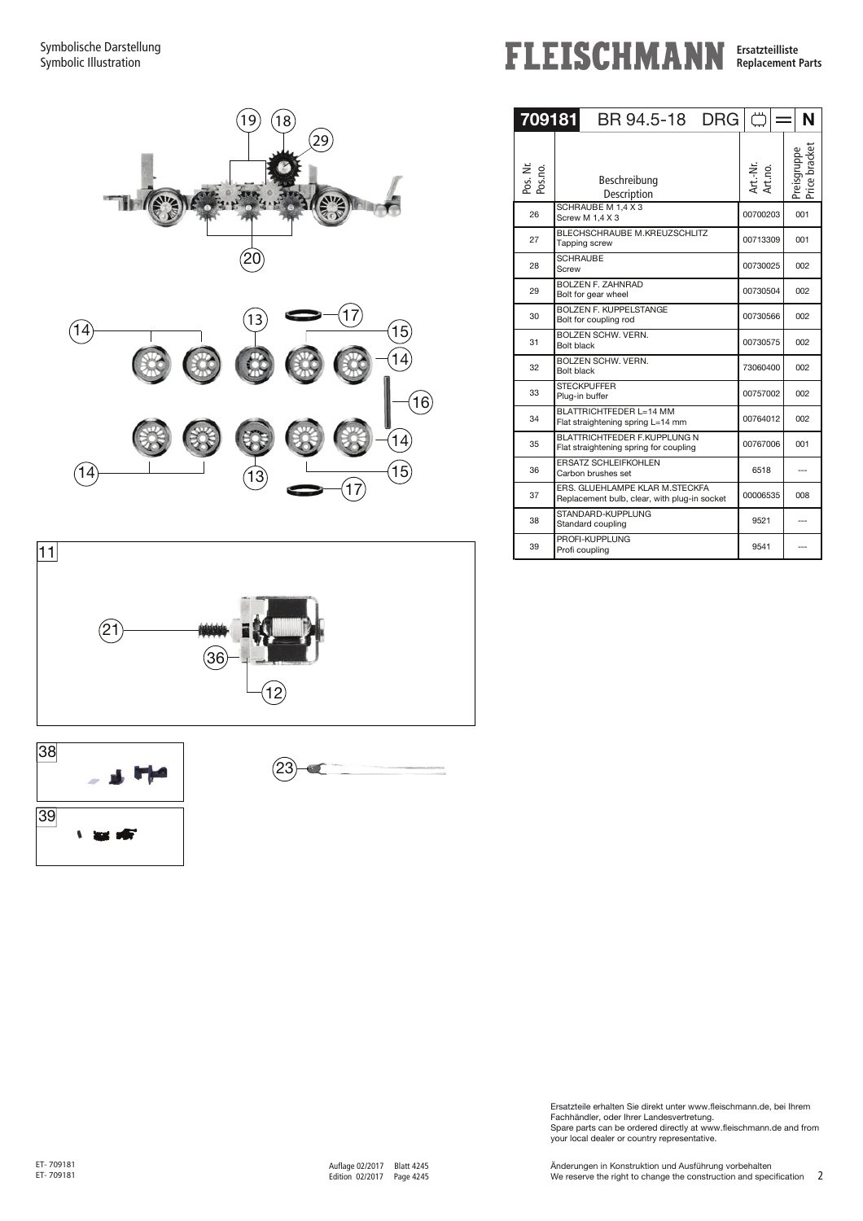Symbolische Darstellung
Symbolic Illustration

**FLEISCHMANN** Ersatzteilliste Replacement Parts

19 18 29

20

14 13 17 15 14 16 14 14 13 15 17

11

21 36 12

38

39

23

| 709181 | BR 94.5-18 DRG | | |
|---|---|---|---|
| Pos. Nr. Pos.no. | Beschreibung Description | Art.-Nr. Art.no. | Preisgruppe Price bracket |
| 26 | SCHRAUBE M 1,4 X 3<br>Screw M 1,4 X 3 | 00700203 | 001 |
| 27 | BLECHSCHRAUBE M.KREUZSCHLITZ<br>Tapping screw | 00713309 | 001 |
| 28 | SCHRAUBE<br>Screw | 00730025 | 002 |
| 29 | BOLZEN F. ZAHNRAD<br>Bolt for gear wheel | 00730504 | 002 |
| 30 | BOLZEN F. KUPPELSTANGE<br>Bolt for coupling rod | 00730566 | 002 |
| 31 | BOLZEN SCHW. VERN.<br>Bolt black | 00730575 | 002 |
| 32 | BOLZEN SCHW. VERN.<br>Bolt black | 73060400 | 002 |
| 33 | STECKPUFFER<br>Plug-in buffer | 00757002 | 002 |
| 34 | BLATTRICHTFEDER L=14 MM<br>Flat straightening spring L=14 mm | 00764012 | 002 |
| 35 | BLATTRICHTFEDER F.KUPPLUNG N<br>Flat straightening spring for coupling | 00767006 | 001 |
| 36 | ERSATZ SCHLEIFKOHLEN<br>Carbon brushes set | 6518 | --- |
| 37 | ERS. GLUEHLAMPE KLAR M.STECKFA<br>Replacement bulb, clear, with plug-in socket | 00006535 | 008 |
| 38 | STANDARD-KUPPLUNG<br>Standard coupling | 9521 | --- |
| 39 | PROFI-KUPPLUNG<br>Profi coupling | 9541 | --- |

Ersatzteile erhalten Sie direkt unter www.fleischmann.de, bei Ihrem Fachhändler, oder Ihrer Landesvertretung.
Spare parts can be ordered directly at www.fleischmann.de and from your local dealer or country representative.

ET- 709181
ET- 709181

Auflage 02/2017 Blatt 4245
Edition 02/2017 Page 4245

Änderungen in Konstruktion und Ausführung vorbehalten
We reserve the right to change the construction and specification